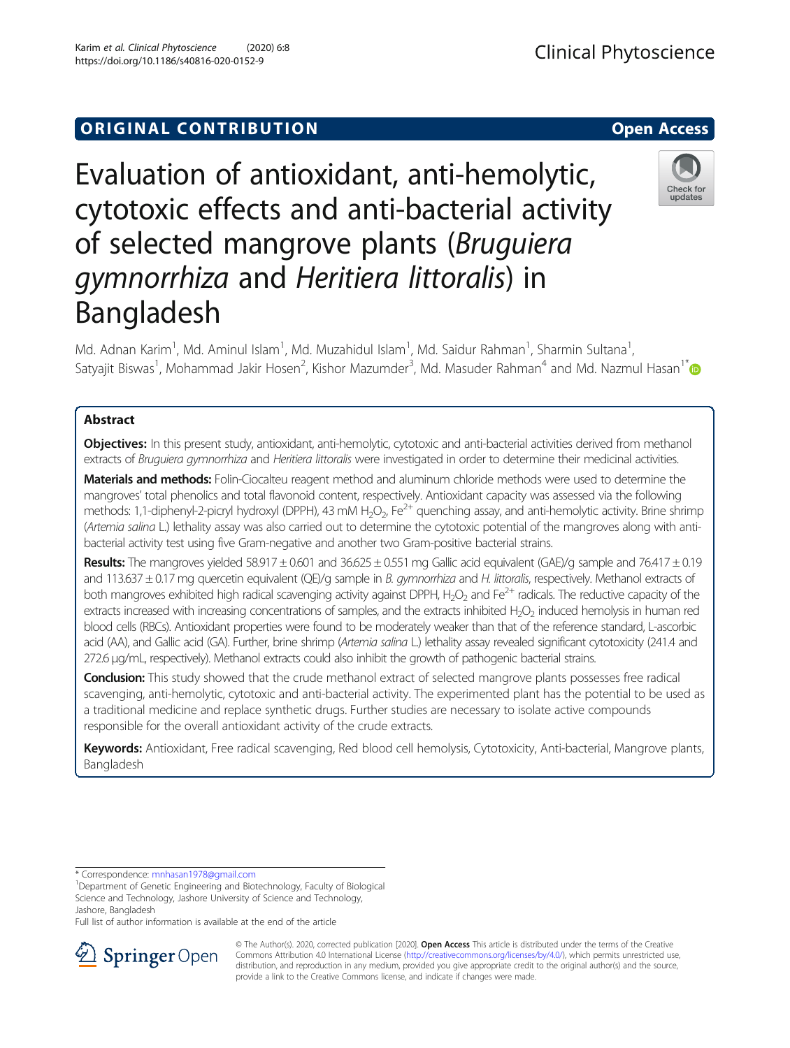ORIGINAL CONTRIBUTION

Open Access

# Evaluation of antioxidant, anti-hemolytic, cytotoxic effects and anti-bacterial activity of selected mangrove plants (*Bruguiera gymnorrhiza* and *Heritiera littoralis*) in Bangladesh

Md. Adnan Karim[1], Md. Aminul Islam[1], Md. Muzahidul Islam[1], Md. Saidur Rahman[1], Sharmin Sultana[1], Satyajit Biswas[1], Mohammad Jakir Hosen[2], Kishor Mazumder[3], Md. Masuder Rahman[4] and Md. Nazmul Hasan[1*]

## Abstract

**Objectives:** In this present study, antioxidant, anti-hemolytic, cytotoxic and anti-bacterial activities derived from methanol extracts of *Bruguiera gymnorrhiza* and *Heritiera littoralis* were investigated in order to determine their medicinal activities.

**Materials and methods:** Folin-Ciocalteu reagent method and aluminum chloride methods were used to determine the mangroves' total phenolics and total flavonoid content, respectively. Antioxidant capacity was assessed via the following methods: 1,1-diphenyl-2-picryl hydroxyl (DPPH), 43 mM $H_2O_2$, $Fe^{2+}$ quenching assay, and anti-hemolytic activity. Brine shrimp (*Artemia salina* L.) lethality assay was also carried out to determine the cytotoxic potential of the mangroves along with anti-bacterial activity test using five Gram-negative and another two Gram-positive bacterial strains.

**Results:** The mangroves yielded 58.917 ± 0.601 and 36.625 ± 0.551 mg Gallic acid equivalent (GAE)/g sample and 76.417 ± 0.19 and 113.637 ± 0.17 mg quercetin equivalent (QE)/g sample in *B. gymnorrhiza* and *H. littoralis*, respectively. Methanol extracts of both mangroves exhibited high radical scavenging activity against DPPH, $H_2O_2$ and $Fe^{2+}$ radicals. The reductive capacity of the extracts increased with increasing concentrations of samples, and the extracts inhibited $H_2O_2$ induced hemolysis in human red blood cells (RBCs). Antioxidant properties were found to be moderately weaker than that of the reference standard, L-ascorbic acid (AA), and Gallic acid (GA). Further, brine shrimp (*Artemia salina* L.) lethality assay revealed significant cytotoxicity (241.4 and 272.6 μg/mL, respectively). Methanol extracts could also inhibit the growth of pathogenic bacterial strains.

**Conclusion:** This study showed that the crude methanol extract of selected mangrove plants possesses free radical scavenging, anti-hemolytic, cytotoxic and anti-bacterial activity. The experimented plant has the potential to be used as a traditional medicine and replace synthetic drugs. Further studies are necessary to isolate active compounds responsible for the overall antioxidant activity of the crude extracts.

**Keywords:** Antioxidant, Free radical scavenging, Red blood cell hemolysis, Cytotoxicity, Anti-bacterial, Mangrove plants, Bangladesh

* Correspondence: mnhasan1978@gmail.com
[1]Department of Genetic Engineering and Biotechnology, Faculty of Biological Science and Technology, Jashore University of Science and Technology, Jashore, Bangladesh
Full list of author information is available at the end of the article

© The Author(s). 2020, corrected publication [2020]. **Open Access** This article is distributed under the terms of the Creative Commons Attribution 4.0 International License (http://creativecommons.org/licenses/by/4.0/), which permits unrestricted use, distribution, and reproduction in any medium, provided you give appropriate credit to the original author(s) and the source, provide a link to the Creative Commons license, and indicate if changes were made.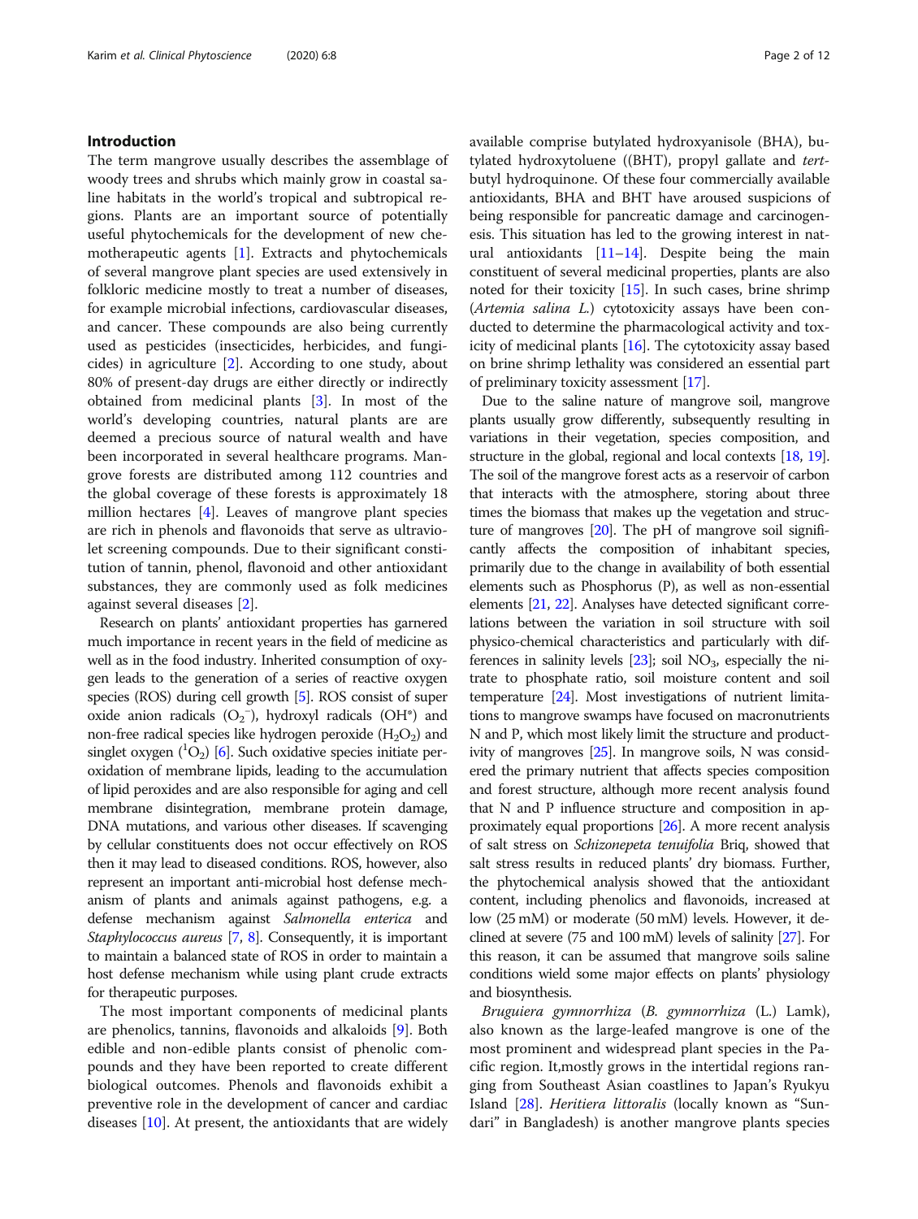## Introduction

The term mangrove usually describes the assemblage of woody trees and shrubs which mainly grow in coastal saline habitats in the world's tropical and subtropical regions. Plants are an important source of potentially useful phytochemicals for the development of new chemotherapeutic agents [1]. Extracts and phytochemicals of several mangrove plant species are used extensively in folkloric medicine mostly to treat a number of diseases, for example microbial infections, cardiovascular diseases, and cancer. These compounds are also being currently used as pesticides (insecticides, herbicides, and fungicides) in agriculture [2]. According to one study, about 80% of present-day drugs are either directly or indirectly obtained from medicinal plants [3]. In most of the world's developing countries, natural plants are are deemed a precious source of natural wealth and have been incorporated in several healthcare programs. Mangrove forests are distributed among 112 countries and the global coverage of these forests is approximately 18 million hectares [4]. Leaves of mangrove plant species are rich in phenols and flavonoids that serve as ultraviolet screening compounds. Due to their significant constitution of tannin, phenol, flavonoid and other antioxidant substances, they are commonly used as folk medicines against several diseases [2].

Research on plants' antioxidant properties has garnered much importance in recent years in the field of medicine as well as in the food industry. Inherited consumption of oxygen leads to the generation of a series of reactive oxygen species (ROS) during cell growth [5]. ROS consist of super oxide anion radicals ($O_2^-$), hydroxyl radicals (OH*) and non-free radical species like hydrogen peroxide ($H_2O_2$) and singlet oxygen ($^1O_2$) [6]. Such oxidative species initiate peroxidation of membrane lipids, leading to the accumulation of lipid peroxides and are also responsible for aging and cell membrane disintegration, membrane protein damage, DNA mutations, and various other diseases. If scavenging by cellular constituents does not occur effectively on ROS then it may lead to diseased conditions. ROS, however, also represent an important anti-microbial host defense mechanism of plants and animals against pathogens, e.g. a defense mechanism against *Salmonella enterica* and *Staphylococcus aureus* [7, 8]. Consequently, it is important to maintain a balanced state of ROS in order to maintain a host defense mechanism while using plant crude extracts for therapeutic purposes.

The most important components of medicinal plants are phenolics, tannins, flavonoids and alkaloids [9]. Both edible and non-edible plants consist of phenolic compounds and they have been reported to create different biological outcomes. Phenols and flavonoids exhibit a preventive role in the development of cancer and cardiac diseases [10]. At present, the antioxidants that are widely available comprise butylated hydroxyanisole (BHA), butylated hydroxytoluene ((BHT), propyl gallate and *tert*-butyl hydroquinone. Of these four commercially available antioxidants, BHA and BHT have aroused suspicions of being responsible for pancreatic damage and carcinogenesis. This situation has led to the growing interest in natural antioxidants [11–14]. Despite being the main constituent of several medicinal properties, plants are also noted for their toxicity [15]. In such cases, brine shrimp (*Artemia salina L.*) cytotoxicity assays have been conducted to determine the pharmacological activity and toxicity of medicinal plants [16]. The cytotoxicity assay based on brine shrimp lethality was considered an essential part of preliminary toxicity assessment [17].

Due to the saline nature of mangrove soil, mangrove plants usually grow differently, subsequently resulting in variations in their vegetation, species composition, and structure in the global, regional and local contexts [18, 19]. The soil of the mangrove forest acts as a reservoir of carbon that interacts with the atmosphere, storing about three times the biomass that makes up the vegetation and structure of mangroves [20]. The pH of mangrove soil significantly affects the composition of inhabitant species, primarily due to the change in availability of both essential elements such as Phosphorus (P), as well as non-essential elements [21, 22]. Analyses have detected significant correlations between the variation in soil structure with soil physico-chemical characteristics and particularly with differences in salinity levels [23]; soil $NO_3$, especially the nitrate to phosphate ratio, soil moisture content and soil temperature [24]. Most investigations of nutrient limitations to mangrove swamps have focused on macronutrients N and P, which most likely limit the structure and productivity of mangroves [25]. In mangrove soils, N was considered the primary nutrient that affects species composition and forest structure, although more recent analysis found that N and P influence structure and composition in approximately equal proportions [26]. A more recent analysis of salt stress on *Schizonepeta tenuifolia* Briq, showed that salt stress results in reduced plants' dry biomass. Further, the phytochemical analysis showed that the antioxidant content, including phenolics and flavonoids, increased at low (25 mM) or moderate (50 mM) levels. However, it declined at severe (75 and 100 mM) levels of salinity [27]. For this reason, it can be assumed that mangrove soils saline conditions wield some major effects on plants' physiology and biosynthesis.

*Bruguiera gymnorrhiza* (*B. gymnorrhiza* (L.) Lamk), also known as the large-leafed mangrove is one of the most prominent and widespread plant species in the Pacific region. It,mostly grows in the intertidal regions ranging from Southeast Asian coastlines to Japan's Ryukyu Island [28]. *Heritiera littoralis* (locally known as "Sundari" in Bangladesh) is another mangrove plants species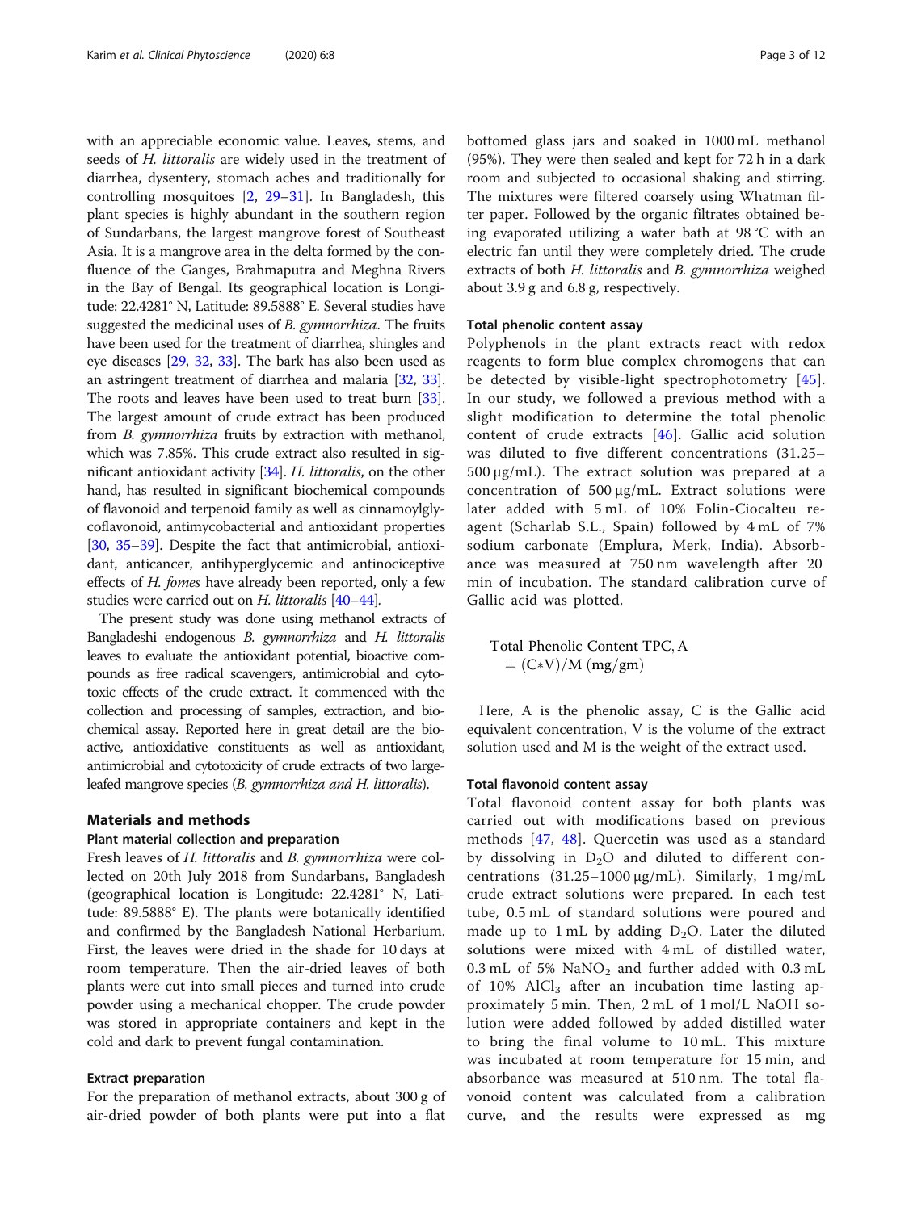with an appreciable economic value. Leaves, stems, and seeds of *H. littoralis* are widely used in the treatment of diarrhea, dysentery, stomach aches and traditionally for controlling mosquitoes [2, 29–31]. In Bangladesh, this plant species is highly abundant in the southern region of Sundarbans, the largest mangrove forest of Southeast Asia. It is a mangrove area in the delta formed by the confluence of the Ganges, Brahmaputra and Meghna Rivers in the Bay of Bengal. Its geographical location is Longitude: 22.4281° N, Latitude: 89.5888° E. Several studies have suggested the medicinal uses of *B. gymnorrhiza*. The fruits have been used for the treatment of diarrhea, shingles and eye diseases [29, 32, 33]. The bark has also been used as an astringent treatment of diarrhea and malaria [32, 33]. The roots and leaves have been used to treat burn [33]. The largest amount of crude extract has been produced from *B. gymnorrhiza* fruits by extraction with methanol, which was 7.85%. This crude extract also resulted in significant antioxidant activity [34]. *H. littoralis*, on the other hand, has resulted in significant biochemical compounds of flavonoid and terpenoid family as well as cinnamoylglycoflavonoid, antimycobacterial and antioxidant properties [30, 35–39]. Despite the fact that antimicrobial, antioxidant, anticancer, antihyperglycemic and antinociceptive effects of *H. fomes* have already been reported, only a few studies were carried out on *H. littoralis* [40–44].

The present study was done using methanol extracts of Bangladeshi endogenous *B. gymnorrhiza* and *H. littoralis* leaves to evaluate the antioxidant potential, bioactive compounds as free radical scavengers, antimicrobial and cytotoxic effects of the crude extract. It commenced with the collection and processing of samples, extraction, and biochemical assay. Reported here in great detail are the bioactive, antioxidative constituents as well as antioxidant, antimicrobial and cytotoxicity of crude extracts of two large-leafed mangrove species (*B. gymnorrhiza and H. littoralis*).

## Materials and methods

### Plant material collection and preparation

Fresh leaves of *H. littoralis* and *B. gymnorrhiza* were collected on 20th July 2018 from Sundarbans, Bangladesh (geographical location is Longitude: 22.4281° N, Latitude: 89.5888° E). The plants were botanically identified and confirmed by the Bangladesh National Herbarium. First, the leaves were dried in the shade for 10 days at room temperature. Then the air-dried leaves of both plants were cut into small pieces and turned into crude powder using a mechanical chopper. The crude powder was stored in appropriate containers and kept in the cold and dark to prevent fungal contamination.

### Extract preparation

For the preparation of methanol extracts, about 300 g of air-dried powder of both plants were put into a flat bottomed glass jars and soaked in 1000 mL methanol (95%). They were then sealed and kept for 72 h in a dark room and subjected to occasional shaking and stirring. The mixtures were filtered coarsely using Whatman filter paper. Followed by the organic filtrates obtained being evaporated utilizing a water bath at 98 °C with an electric fan until they were completely dried. The crude extracts of both *H. littoralis* and *B. gymnorrhiza* weighed about 3.9 g and 6.8 g, respectively.

### Total phenolic content assay

Polyphenols in the plant extracts react with redox reagents to form blue complex chromogens that can be detected by visible-light spectrophotometry [45]. In our study, we followed a previous method with a slight modification to determine the total phenolic content of crude extracts [46]. Gallic acid solution was diluted to five different concentrations (31.25–500 μg/mL). The extract solution was prepared at a concentration of 500 μg/mL. Extract solutions were later added with 5 mL of 10% Folin-Ciocalteu reagent (Scharlab S.L., Spain) followed by 4 mL of 7% sodium carbonate (Emplura, Merk, India). Absorbance was measured at 750 nm wavelength after 20 min of incubation. The standard calibration curve of Gallic acid was plotted.

$$\text{Total Phenolic Content TPC, A} = (C*V)/M\ (\text{mg/gm})$$

Here, A is the phenolic assay, C is the Gallic acid equivalent concentration, V is the volume of the extract solution used and M is the weight of the extract used.

### Total flavonoid content assay

Total flavonoid content assay for both plants was carried out with modifications based on previous methods [47, 48]. Quercetin was used as a standard by dissolving in $D_2O$ and diluted to different concentrations (31.25–1000 μg/mL). Similarly, 1 mg/mL crude extract solutions were prepared. In each test tube, 0.5 mL of standard solutions were poured and made up to 1 mL by adding $D_2O$. Later the diluted solutions were mixed with 4 mL of distilled water, 0.3 mL of 5% $NaNO_2$ and further added with 0.3 mL of 10% $AlCl_3$ after an incubation time lasting approximately 5 min. Then, 2 mL of 1 mol/L NaOH solution were added followed by added distilled water to bring the final volume to 10 mL. This mixture was incubated at room temperature for 15 min, and absorbance was measured at 510 nm. The total flavonoid content was calculated from a calibration curve, and the results were expressed as mg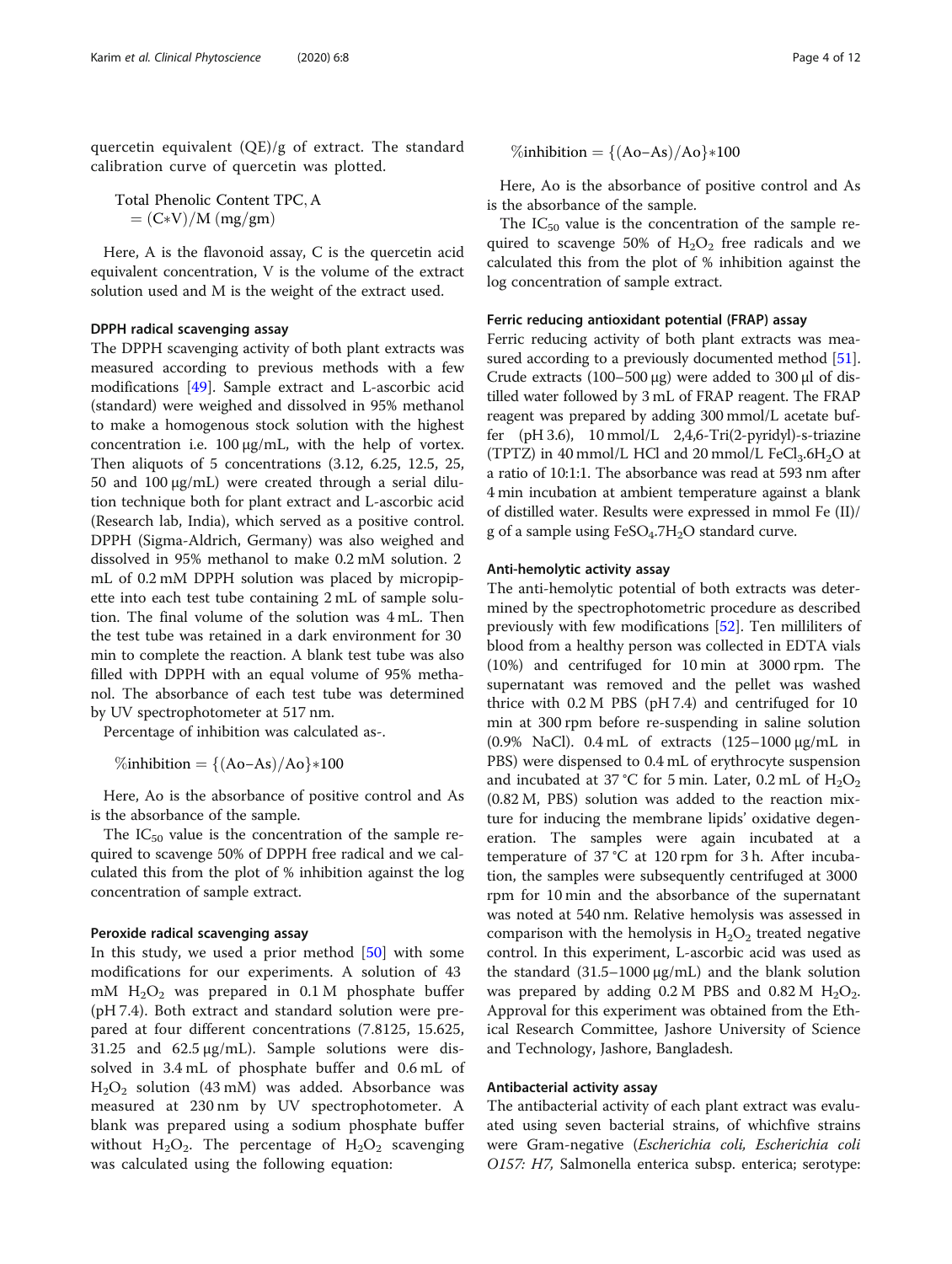quercetin equivalent (QE)/g of extract. The standard calibration curve of quercetin was plotted.

$$\text{Total Phenolic Content TPC, A} = (C*V)/M\ (\text{mg/gm})$$

Here, A is the flavonoid assay, C is the quercetin acid equivalent concentration, V is the volume of the extract solution used and M is the weight of the extract used.

#### DPPH radical scavenging assay

The DPPH scavenging activity of both plant extracts was measured according to previous methods with a few modifications [49]. Sample extract and L-ascorbic acid (standard) were weighed and dissolved in 95% methanol to make a homogenous stock solution with the highest concentration i.e. 100 μg/mL, with the help of vortex. Then aliquots of 5 concentrations (3.12, 6.25, 12.5, 25, 50 and 100 μg/mL) were created through a serial dilution technique both for plant extract and L-ascorbic acid (Research lab, India), which served as a positive control. DPPH (Sigma-Aldrich, Germany) was also weighed and dissolved in 95% methanol to make 0.2 mM solution. 2 mL of 0.2 mM DPPH solution was placed by micropipette into each test tube containing 2 mL of sample solution. The final volume of the solution was 4 mL. Then the test tube was retained in a dark environment for 30 min to complete the reaction. A blank test tube was also filled with DPPH with an equal volume of 95% methanol. The absorbance of each test tube was determined by UV spectrophotometer at 517 nm.

Percentage of inhibition was calculated as-.

$$\%\text{inhibition} = \{(\text{Ao}-\text{As})/\text{Ao}\}*100$$

Here, Ao is the absorbance of positive control and As is the absorbance of the sample.

The $IC_{50}$ value is the concentration of the sample required to scavenge 50% of DPPH free radical and we calculated this from the plot of % inhibition against the log concentration of sample extract.

#### Peroxide radical scavenging assay

In this study, we used a prior method [50] with some modifications for our experiments. A solution of 43 mM $H_2O_2$ was prepared in 0.1 M phosphate buffer (pH 7.4). Both extract and standard solution were prepared at four different concentrations (7.8125, 15.625, 31.25 and 62.5 μg/mL). Sample solutions were dissolved in 3.4 mL of phosphate buffer and 0.6 mL of $H_2O_2$ solution (43 mM) was added. Absorbance was measured at 230 nm by UV spectrophotometer. A blank was prepared using a sodium phosphate buffer without $H_2O_2$. The percentage of $H_2O_2$ scavenging was calculated using the following equation:

$$\%\text{inhibition} = \{(\text{Ao}-\text{As})/\text{Ao}\}*100$$

Here, Ao is the absorbance of positive control and As is the absorbance of the sample.

The $IC_{50}$ value is the concentration of the sample required to scavenge 50% of $H_2O_2$ free radicals and we calculated this from the plot of % inhibition against the log concentration of sample extract.

#### Ferric reducing antioxidant potential (FRAP) assay

Ferric reducing activity of both plant extracts was measured according to a previously documented method [51]. Crude extracts (100–500 μg) were added to 300 μl of distilled water followed by 3 mL of FRAP reagent. The FRAP reagent was prepared by adding 300 mmol/L acetate buffer (pH 3.6), 10 mmol/L 2,4,6-Tri(2-pyridyl)-s-triazine (TPTZ) in 40 mmol/L HCl and 20 mmol/L $FeCl_3.6H_2O$ at a ratio of 10:1:1. The absorbance was read at 593 nm after 4 min incubation at ambient temperature against a blank of distilled water. Results were expressed in mmol Fe (II)/ g of a sample using $FeSO_4.7H_2O$ standard curve.

#### Anti-hemolytic activity assay

The anti-hemolytic potential of both extracts was determined by the spectrophotometric procedure as described previously with few modifications [52]. Ten milliliters of blood from a healthy person was collected in EDTA vials (10%) and centrifuged for 10 min at 3000 rpm. The supernatant was removed and the pellet was washed thrice with 0.2 M PBS (pH 7.4) and centrifuged for 10 min at 300 rpm before re-suspending in saline solution (0.9% NaCl). 0.4 mL of extracts (125–1000 μg/mL in PBS) were dispensed to 0.4 mL of erythrocyte suspension and incubated at 37 °C for 5 min. Later, 0.2 mL of $H_2O_2$ (0.82 M, PBS) solution was added to the reaction mixture for inducing the membrane lipids' oxidative degeneration. The samples were again incubated at a temperature of 37 °C at 120 rpm for 3 h. After incubation, the samples were subsequently centrifuged at 3000 rpm for 10 min and the absorbance of the supernatant was noted at 540 nm. Relative hemolysis was assessed in comparison with the hemolysis in $H_2O_2$ treated negative control. In this experiment, L-ascorbic acid was used as the standard (31.5–1000 μg/mL) and the blank solution was prepared by adding 0.2 M PBS and 0.82 M $H_2O_2$. Approval for this experiment was obtained from the Ethical Research Committee, Jashore University of Science and Technology, Jashore, Bangladesh.

#### Antibacterial activity assay

The antibacterial activity of each plant extract was evaluated using seven bacterial strains, of whichfive strains were Gram-negative (*Escherichia coli, Escherichia coli O157: H7,* Salmonella enterica subsp. enterica; serotype: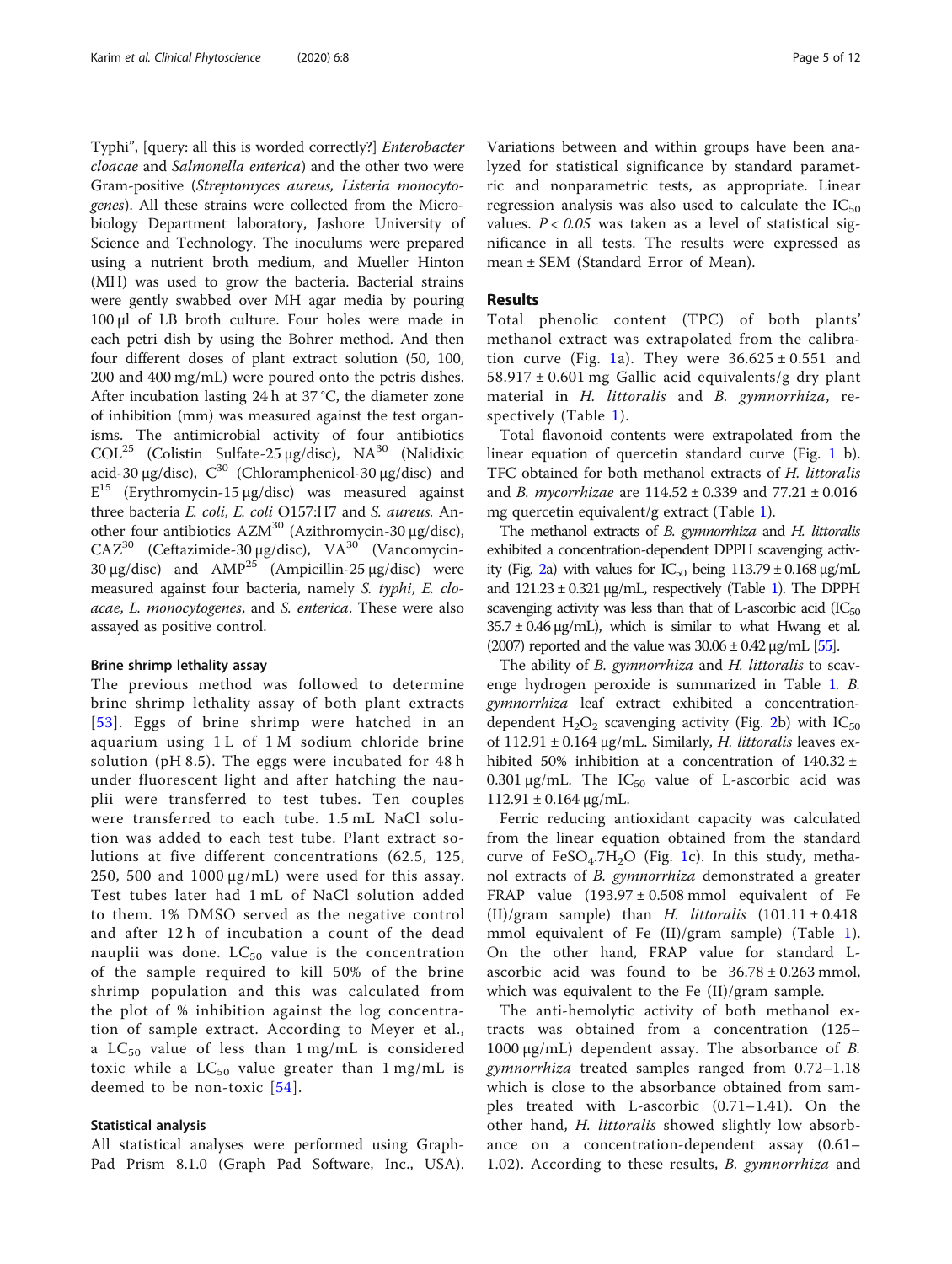Typhi", [query: all this is worded correctly?] *Enterobacter cloacae* and *Salmonella enterica*) and the other two were Gram-positive (*Streptomyces aureus, Listeria monocytogenes*). All these strains were collected from the Microbiology Department laboratory, Jashore University of Science and Technology. The inoculums were prepared using a nutrient broth medium, and Mueller Hinton (MH) was used to grow the bacteria. Bacterial strains were gently swabbed over MH agar media by pouring 100 μl of LB broth culture. Four holes were made in each petri dish by using the Bohrer method. And then four different doses of plant extract solution (50, 100, 200 and 400 mg/mL) were poured onto the petris dishes. After incubation lasting 24 h at 37 °C, the diameter zone of inhibition (mm) was measured against the test organisms. The antimicrobial activity of four antibiotics $COL^{25}$ (Colistin Sulfate-25 μg/disc), $NA^{30}$ (Nalidixic acid-30 μg/disc), $C^{30}$ (Chloramphenicol-30 μg/disc) and $E^{15}$ (Erythromycin-15 μg/disc) was measured against three bacteria *E. coli*, *E. coli* O157:H7 and *S. aureus*. Another four antibiotics $AZM^{30}$ (Azithromycin-30 μg/disc), $CAZ^{30}$ (Ceftazimide-30 μg/disc), $VA^{30}$ (Vancomycin-30 μg/disc) and $AMP^{25}$ (Ampicillin-25 μg/disc) were measured against four bacteria, namely *S. typhi*, *E. cloacae*, *L. monocytogenes*, and *S. enterica*. These were also assayed as positive control.

### Brine shrimp lethality assay

The previous method was followed to determine brine shrimp lethality assay of both plant extracts [53]. Eggs of brine shrimp were hatched in an aquarium using 1 L of 1 M sodium chloride brine solution (pH 8.5). The eggs were incubated for 48 h under fluorescent light and after hatching the nauplii were transferred to test tubes. Ten couples were transferred to each tube. 1.5 mL NaCl solution was added to each test tube. Plant extract solutions at five different concentrations (62.5, 125, 250, 500 and 1000 μg/mL) were used for this assay. Test tubes later had 1 mL of NaCl solution added to them. 1% DMSO served as the negative control and after 12 h of incubation a count of the dead nauplii was done. $LC_{50}$ value is the concentration of the sample required to kill 50% of the brine shrimp population and this was calculated from the plot of % inhibition against the log concentration of sample extract. According to Meyer et al., a $LC_{50}$ value of less than 1 mg/mL is considered toxic while a $LC_{50}$ value greater than 1 mg/mL is deemed to be non-toxic [54].

### Statistical analysis

All statistical analyses were performed using GraphPad Prism 8.1.0 (Graph Pad Software, Inc., USA). Variations between and within groups have been analyzed for statistical significance by standard parametric and nonparametric tests, as appropriate. Linear regression analysis was also used to calculate the $IC_{50}$ values. $P < 0.05$ was taken as a level of statistical significance in all tests. The results were expressed as mean ± SEM (Standard Error of Mean).

## Results

Total phenolic content (TPC) of both plants' methanol extract was extrapolated from the calibration curve (Fig. 1a). They were 36.625 ± 0.551 and 58.917 ± 0.601 mg Gallic acid equivalents/g dry plant material in *H. littoralis* and *B. gymnorrhiza*, respectively (Table 1).

Total flavonoid contents were extrapolated from the linear equation of quercetin standard curve (Fig. 1 b). TFC obtained for both methanol extracts of *H. littoralis* and *B. mycorrhizae* are 114.52 ± 0.339 and 77.21 ± 0.016 mg quercetin equivalent/g extract (Table 1).

The methanol extracts of *B. gymnorrhiza* and *H. littoralis* exhibited a concentration-dependent DPPH scavenging activity (Fig. 2a) with values for $IC_{50}$ being 113.79 ± 0.168 μg/mL and 121.23 ± 0.321 μg/mL, respectively (Table 1). The DPPH scavenging activity was less than that of L-ascorbic acid ($IC_{50}$ 35.7 ± 0.46 μg/mL), which is similar to what Hwang et al. (2007) reported and the value was 30.06 ± 0.42 μg/mL [55].

The ability of *B. gymnorrhiza* and *H. littoralis* to scavenge hydrogen peroxide is summarized in Table 1. *B. gymnorrhiza* leaf extract exhibited a concentration-dependent $H_2O_2$ scavenging activity (Fig. 2b) with $IC_{50}$ of 112.91 ± 0.164 μg/mL. Similarly, *H. littoralis* leaves exhibited 50% inhibition at a concentration of 140.32 ± 0.301 μg/mL. The $IC_{50}$ value of L-ascorbic acid was 112.91 ± 0.164 μg/mL.

Ferric reducing antioxidant capacity was calculated from the linear equation obtained from the standard curve of $FeSO_4.7H_2O$ (Fig. 1c). In this study, methanol extracts of *B. gymnorrhiza* demonstrated a greater FRAP value (193.97 ± 0.508 mmol equivalent of Fe (II)/gram sample) than *H. littoralis* (101.11 ± 0.418 mmol equivalent of Fe (II)/gram sample) (Table 1). On the other hand, FRAP value for standard L-ascorbic acid was found to be 36.78 ± 0.263 mmol, which was equivalent to the Fe (II)/gram sample.

The anti-hemolytic activity of both methanol extracts was obtained from a concentration (125–1000 μg/mL) dependent assay. The absorbance of *B. gymnorrhiza* treated samples ranged from 0.72–1.18 which is close to the absorbance obtained from samples treated with L-ascorbic (0.71–1.41). On the other hand, *H. littoralis* showed slightly low absorbance on a concentration-dependent assay (0.61–1.02). According to these results, *B. gymnorrhiza* and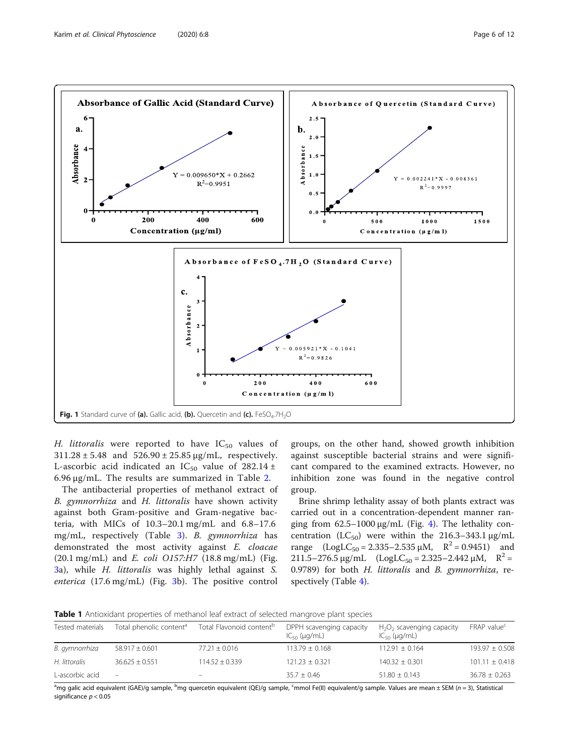Fig. 1 Standard curve of (a). Gallic acid, (b). Quercetin and (c). $FeSO_4.7H_2O$

*H. littoralis* were reported to have $IC_{50}$ values of 311.28 ± 5.48 and 526.90 ± 25.85 μg/mL, respectively. L-ascorbic acid indicated an $IC_{50}$ value of 282.14 ± 6.96 μg/mL. The results are summarized in Table 2.

The antibacterial properties of methanol extract of *B. gymnorrhiza* and *H. littoralis* have shown activity against both Gram-positive and Gram-negative bacteria, with MICs of 10.3–20.1 mg/mL and 6.8–17.6 mg/mL, respectively (Table 3). *B. gymnorrhiza* has demonstrated the most activity against *E. cloacae* (20.1 mg/mL) and *E. coli O157:H7* (18.8 mg/mL) (Fig. 3a), while *H. littoralis* was highly lethal against *S. enterica* (17.6 mg/mL) (Fig. 3b). The positive control groups, on the other hand, showed growth inhibition against susceptible bacterial strains and were significant compared to the examined extracts. However, no inhibition zone was found in the negative control group.

Brine shrimp lethality assay of both plants extract was carried out in a concentration-dependent manner ranging from 62.5–1000 μg/mL (Fig. 4). The lethality concentration ($LC_{50}$) were within the 216.3–343.1 μg/mL range ($LogLC_{50}$ = 2.335–2.535 μM, $R^2 = 0.9451$) and 211.5–276.5 μg/mL ($LogLC_{50}$ = 2.325–2.442 μM, $R^2 = 0.9789$) for both *H. littoralis* and *B. gymnorrhiza*, respectively (Table 4).

**Table 1** Antioxidant properties of methanol leaf extract of selected mangrove plant species

| Tested materials | Total phenolic content[a] | Total Flavonoid content[b] | DPPH scavenging capacity $IC_{50}$ (μg/mL) | $H_2O_2$ scavenging capacity $IC_{50}$ (μg/mL) | FRAP value[c] |
|---|---|---|---|---|---|
| *B. gymnorrhiza* | 58.917 ± 0.601 | 77.21 ± 0.016 | 113.79 ± 0.168 | 112.91 ± 0.164 | 193.97 ± 0.508 |
| *H. littoralis* | 36.625 ± 0.551 | 114.52 ± 0.339 | 121.23 ± 0.321 | 140.32 ± 0.301 | 101.11 ± 0.418 |
| L-ascorbic acid | – | – | 35.7 ± 0.46 | 51.80 ± 0.143 | 36.78 ± 0.263 |

[a]mg galic acid equivalent (GAE)/g sample, [b]mg quercetin equivalent (QE)/g sample, [c]mmol Fe(II) equivalent/g sample. Values are mean ± SEM ($n = 3$), Statistical significance $p < 0.05$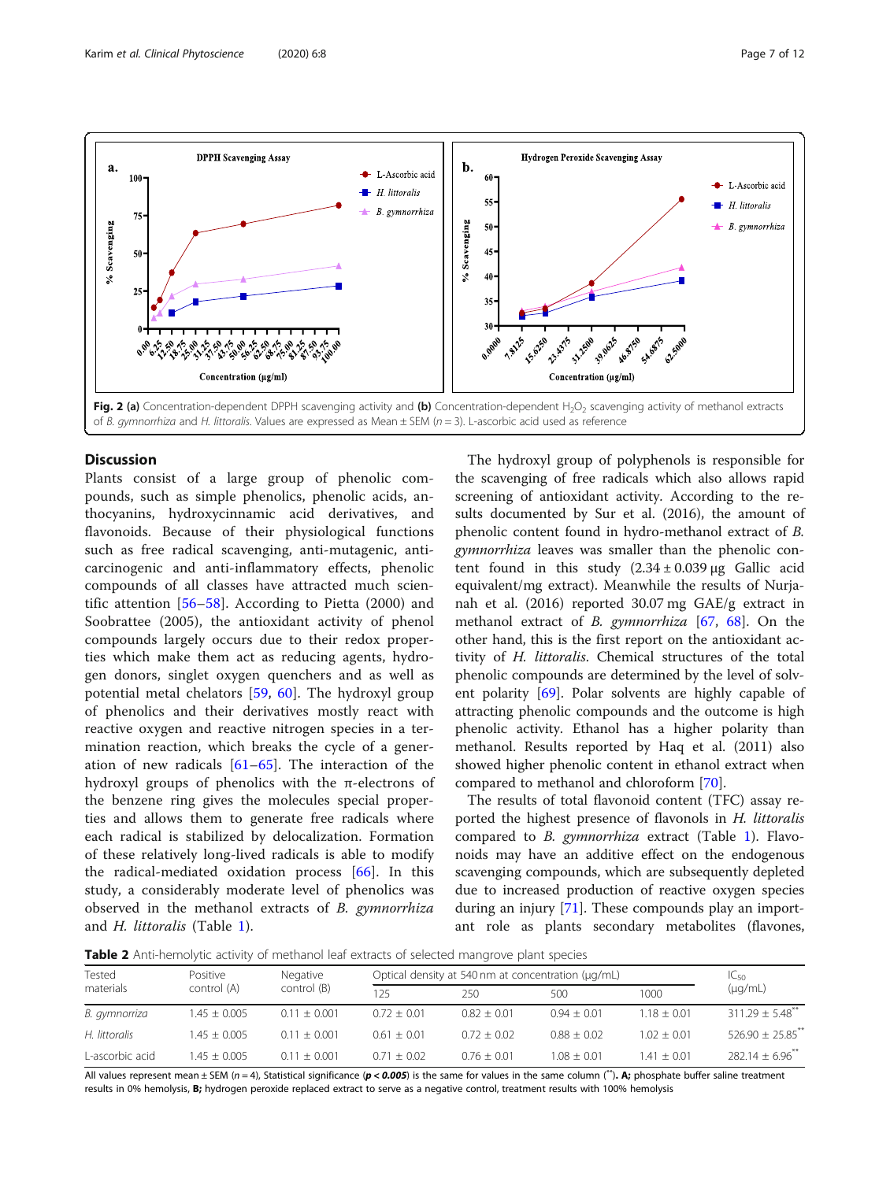Fig. 2 **(a)** Concentration-dependent DPPH scavenging activity and **(b)** Concentration-dependent $H_2O_2$ scavenging activity of methanol extracts of *B. gymnorrhiza* and *H. littoralis*. Values are expressed as Mean ± SEM ($n = 3$). L-ascorbic acid used as reference

## Discussion

Plants consist of a large group of phenolic compounds, such as simple phenolics, phenolic acids, anthocyanins, hydroxycinnamic acid derivatives, and flavonoids. Because of their physiological functions such as free radical scavenging, anti-mutagenic, anti-carcinogenic and anti-inflammatory effects, phenolic compounds of all classes have attracted much scientific attention [56–58]. According to Pietta (2000) and Soobrattee (2005), the antioxidant activity of phenol compounds largely occurs due to their redox properties which make them act as reducing agents, hydrogen donors, singlet oxygen quenchers and as well as potential metal chelators [59, 60]. The hydroxyl group of phenolics and their derivatives mostly react with reactive oxygen and reactive nitrogen species in a termination reaction, which breaks the cycle of a generation of new radicals [61–65]. The interaction of the hydroxyl groups of phenolics with the π-electrons of the benzene ring gives the molecules special properties and allows them to generate free radicals where each radical is stabilized by delocalization. Formation of these relatively long-lived radicals is able to modify the radical-mediated oxidation process [66]. In this study, a considerably moderate level of phenolics was observed in the methanol extracts of *B. gymnorrhiza* and *H. littoralis* (Table 1).

The hydroxyl group of polyphenols is responsible for the scavenging of free radicals which also allows rapid screening of antioxidant activity. According to the results documented by Sur et al. (2016), the amount of phenolic content found in hydro-methanol extract of *B. gymnorrhiza* leaves was smaller than the phenolic content found in this study (2.34 ± 0.039 μg Gallic acid equivalent/mg extract). Meanwhile the results of Nurjanah et al. (2016) reported 30.07 mg GAE/g extract in methanol extract of *B. gymnorrhiza* [67, 68]. On the other hand, this is the first report on the antioxidant activity of *H. littoralis*. Chemical structures of the total phenolic compounds are determined by the level of solvent polarity [69]. Polar solvents are highly capable of attracting phenolic compounds and the outcome is high phenolic activity. Ethanol has a higher polarity than methanol. Results reported by Haq et al. (2011) also showed higher phenolic content in ethanol extract when compared to methanol and chloroform [70].

The results of total flavonoid content (TFC) assay reported the highest presence of flavonols in *H. littoralis* compared to *B. gymnorrhiza* extract (Table 1). Flavonoids may have an additive effect on the endogenous scavenging compounds, which are subsequently depleted due to increased production of reactive oxygen species during an injury [71]. These compounds play an important role as plants secondary metabolites (flavones,

**Table 2** Anti-hemolytic activity of methanol leaf extracts of selected mangrove plant species

| Tested materials | Positive control (A) | Negative control (B) | Optical density at 540 nm at concentration (μg/mL) | | | | $IC_{50}$ (μg/mL) |
|---|---|---|---|---|---|---|---|
| | | | 125 | 250 | 500 | 1000 | |
| *B. gymnorriza* | 1.45 ± 0.005 | 0.11 ± 0.001 | 0.72 ± 0.01 | 0.82 ± 0.01 | 0.94 ± 0.01 | 1.18 ± 0.01 | 311.29 ± 5.48** |
| *H. littoralis* | 1.45 ± 0.005 | 0.11 ± 0.001 | 0.61 ± 0.01 | 0.72 ± 0.02 | 0.88 ± 0.02 | 1.02 ± 0.01 | 526.90 ± 25.85** |
| L-ascorbic acid | 1.45 ± 0.005 | 0.11 ± 0.001 | 0.71 ± 0.02 | 0.76 ± 0.01 | 1.08 ± 0.01 | 1.41 ± 0.01 | 282.14 ± 6.96** |

All values represent mean ± SEM ($n = 4$), Statistical significance ($p < 0.005$) is the same for values in the same column (**). **A;** phosphate buffer saline treatment results in 0% hemolysis, **B;** hydrogen peroxide replaced extract to serve as a negative control, treatment results with 100% hemolysis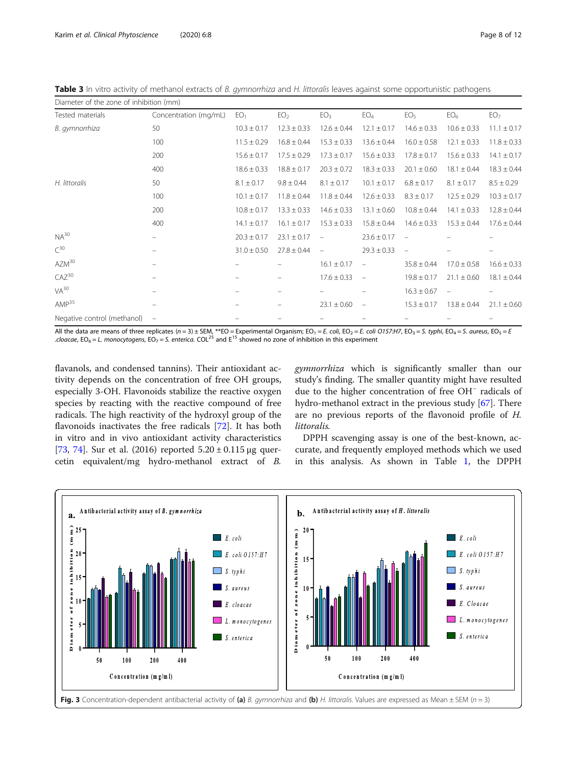**Table 3** In vitro activity of methanol extracts of *B. gymnorrhiza* and *H. littoralis* leaves against some opportunistic pathogens

| Diameter of the zone of inhibition (mm) | | | | | | | | |
|---|---|---|---|---|---|---|---|---|
| Tested materials | Concentration (mg/mL) | $EO_1$ | $EO_2$ | $EO_3$ | $EO_4$ | $EO_5$ | $EO_6$ | $EO_7$ |
| *B. gymnorrhiza* | 50 | 10.3 ± 0.17 | 12.3 ± 0.33 | 12.6 ± 0.44 | 12.1 ± 0.17 | 14.6 ± 0.33 | 10.6 ± 0.33 | 11.1 ± 0.17 |
| | 100 | 11.5 ± 0.29 | 16.8 ± 0.44 | 15.3 ± 0.33 | 13.6 ± 0.44 | 16.0 ± 0.58 | 12.1 ± 0.33 | 11.8 ± 0.33 |
| | 200 | 15.6 ± 0.17 | 17.5 ± 0.29 | 17.3 ± 0.17 | 15.6 ± 0.33 | 17.8 ± 0.17 | 15.6 ± 0.33 | 14.1 ± 0.17 |
| | 400 | 18.6 ± 0.33 | 18.8 ± 0.17 | 20.3 ± 0.72 | 18.3 ± 0.33 | 20.1 ± 0.60 | 18.1 ± 0.44 | 18.3 ± 0.44 |
| *H. littoralis* | 50 | 8.1 ± 0.17 | 9.8 ± 0.44 | 8.1 ± 0.17 | 10.1 ± 0.17 | 6.8 ± 0.17 | 8.1 ± 0.17 | 8.5 ± 0.29 |
| | 100 | 10.1 ± 0.17 | 11.8 ± 0.44 | 11.8 ± 0.44 | 12.6 ± 0.33 | 8.3 ± 0.17 | 12.5 ± 0.29 | 10.3 ± 0.17 |
| | 200 | 10.8 ± 0.17 | 13.3 ± 0.33 | 14.6 ± 0.33 | 13.1 ± 0.60 | 10.8 ± 0.44 | 14.1 ± 0.33 | 12.8 ± 0.44 |
| | 400 | 14.1 ± 0.17 | 16.1 ± 0.17 | 15.3 ± 0.33 | 15.8 ± 0.44 | 14.6 ± 0.33 | 15.3 ± 0.44 | 17.6 ± 0.44 |
| $NA^{30}$ | – | 20.3 ± 0.17 | 23.1 ± 0.17 | – | 23.6 ± 0.17 | – | – | – |
| $C^{30}$ | – | 31.0 ± 0.50 | 27.8 ± 0.44 | – | 29.3 ± 0.33 | – | – | – |
| $AZM^{30}$ | – | – | – | 16.1 ± 0.17 | – | 35.8 ± 0.44 | 17.0 ± 0.58 | 16.6 ± 0.33 |
| $CAZ^{30}$ | – | – | – | 17.6 ± 0.33 | – | 19.8 ± 0.17 | 21.1 ± 0.60 | 18.1 ± 0.44 |
| $VA^{30}$ | – | – | – | – | – | 16.3 ± 0.67 | – | – |
| $AMP^{35}$ | – | – | – | 23.1 ± 0.60 | – | 15.3 ± 0.17 | 13.8 ± 0.44 | 21.1 ± 0.60 |
| Negative control (methanol) | – | – | – | – | – | – | – | – |

All the data are means of three replicates ($n = 3$) ± SEM, **EO = Experimental Organism; $EO_1$ = *E. coli*, $EO_2$ = *E. coli O157:H7*, $EO_3$ = *S. typhi*, $EO_4$ = *S. aureus*, $EO_5$ = *E .cloacae*, $EO_6$ = *L. monocytogens*, $EO_7$ = *S. enterica*. $COL^{25}$ and $E^{15}$ showed no zone of inhibition in this experiment

flavanols, and condensed tannins). Their antioxidant activity depends on the concentration of free OH groups, especially 3-OH. Flavonoids stabilize the reactive oxygen species by reacting with the reactive compound of free radicals. The high reactivity of the hydroxyl group of the flavonoids inactivates the free radicals [72]. It has both in vitro and in vivo antioxidant activity characteristics [73, 74]. Sur et al. (2016) reported 5.20 ± 0.115 μg quercetin equivalent/mg hydro-methanol extract of *B. gymnorrhiza* which is significantly smaller than our study's finding. The smaller quantity might have resulted due to the higher concentration of free $OH^-$ radicals of hydro-methanol extract in the previous study [67]. There are no previous reports of the flavonoid profile of *H. littoralis.*

DPPH scavenging assay is one of the best-known, accurate, and frequently employed methods which we used in this analysis. As shown in Table 1, the DPPH

**Fig. 3** Concentration-dependent antibacterial activity of **(a)** *B. gymnorrhiza* and **(b)** *H. littoralis*. Values are expressed as Mean ± SEM ($n = 3$)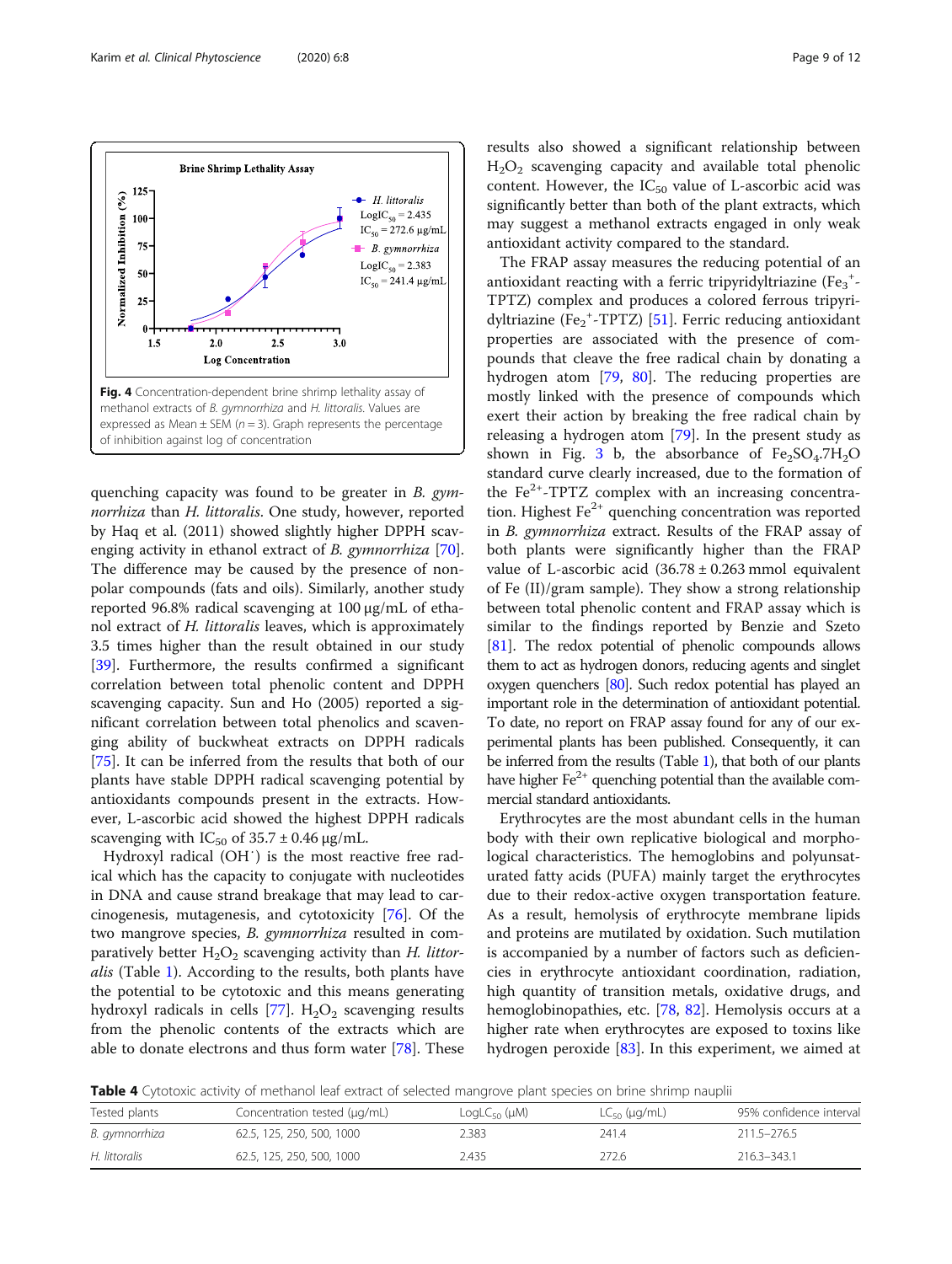Fig. 4 Concentration-dependent brine shrimp lethality assay of methanol extracts of *B. gymnorrhiza* and *H. littoralis*. Values are expressed as Mean ± SEM (n = 3). Graph represents the percentage of inhibition against log of concentration

quenching capacity was found to be greater in *B. gymnorrhiza* than *H. littoralis*. One study, however, reported by Haq et al. (2011) showed slightly higher DPPH scavenging activity in ethanol extract of *B. gymnorrhiza* [70]. The difference may be caused by the presence of nonpolar compounds (fats and oils). Similarly, another study reported 96.8% radical scavenging at 100 μg/mL of ethanol extract of *H. littoralis* leaves, which is approximately 3.5 times higher than the result obtained in our study [39]. Furthermore, the results confirmed a significant correlation between total phenolic content and DPPH scavenging capacity. Sun and Ho (2005) reported a significant correlation between total phenolics and scavenging ability of buckwheat extracts on DPPH radicals [75]. It can be inferred from the results that both of our plants have stable DPPH radical scavenging potential by antioxidants compounds present in the extracts. However, L-ascorbic acid showed the highest DPPH radicals scavenging with $IC_{50}$ of 35.7 ± 0.46 μg/mL.

Hydroxyl radical ($OH^{\cdot}$) is the most reactive free radical which has the capacity to conjugate with nucleotides in DNA and cause strand breakage that may lead to carcinogenesis, mutagenesis, and cytotoxicity [76]. Of the two mangrove species, *B. gymnorrhiza* resulted in comparatively better $H_2O_2$ scavenging activity than *H. littoralis* (Table 1). According to the results, both plants have the potential to be cytotoxic and this means generating hydroxyl radicals in cells [77]. $H_2O_2$ scavenging results from the phenolic contents of the extracts which are able to donate electrons and thus form water [78]. These results also showed a significant relationship between $H_2O_2$ scavenging capacity and available total phenolic content. However, the $IC_{50}$ value of L-ascorbic acid was significantly better than both of the plant extracts, which may suggest a methanol extracts engaged in only weak antioxidant activity compared to the standard.

The FRAP assay measures the reducing potential of an antioxidant reacting with a ferric tripyridyltriazine ($Fe_3^{+}$-TPTZ) complex and produces a colored ferrous tripyridyltriazine ($Fe_2^{+}$-TPTZ) [51]. Ferric reducing antioxidant properties are associated with the presence of compounds that cleave the free radical chain by donating a hydrogen atom [79, 80]. The reducing properties are mostly linked with the presence of compounds which exert their action by breaking the free radical chain by releasing a hydrogen atom [79]. In the present study as shown in Fig. 3 b, the absorbance of $Fe_2SO_4.7H_2O$ standard curve clearly increased, due to the formation of the $Fe^{2+}$-TPTZ complex with an increasing concentration. Highest $Fe^{2+}$ quenching concentration was reported in *B. gymnorrhiza* extract. Results of the FRAP assay of both plants were significantly higher than the FRAP value of L-ascorbic acid (36.78 ± 0.263 mmol equivalent of Fe (II)/gram sample). They show a strong relationship between total phenolic content and FRAP assay which is similar to the findings reported by Benzie and Szeto [81]. The redox potential of phenolic compounds allows them to act as hydrogen donors, reducing agents and singlet oxygen quenchers [80]. Such redox potential has played an important role in the determination of antioxidant potential. To date, no report on FRAP assay found for any of our experimental plants has been published. Consequently, it can be inferred from the results (Table 1), that both of our plants have higher $Fe^{2+}$ quenching potential than the available commercial standard antioxidants.

Erythrocytes are the most abundant cells in the human body with their own replicative biological and morphological characteristics. The hemoglobins and polyunsaturated fatty acids (PUFA) mainly target the erythrocytes due to their redox-active oxygen transportation feature. As a result, hemolysis of erythrocyte membrane lipids and proteins are mutilated by oxidation. Such mutilation is accompanied by a number of factors such as deficiencies in erythrocyte antioxidant coordination, radiation, high quantity of transition metals, oxidative drugs, and hemoglobinopathies, etc. [78, 82]. Hemolysis occurs at a higher rate when erythrocytes are exposed to toxins like hydrogen peroxide [83]. In this experiment, we aimed at

**Table 4** Cytotoxic activity of methanol leaf extract of selected mangrove plant species on brine shrimp nauplii

| Tested plants | Concentration tested (μg/mL) | $LogLC_{50}$ (μM) | $LC_{50}$ (μg/mL) | 95% confidence interval |
|---|---|---|---|---|
| *B. gymnorrhiza* | 62.5, 125, 250, 500, 1000 | 2.383 | 241.4 | 211.5–276.5 |
| *H. littoralis* | 62.5, 125, 250, 500, 1000 | 2.435 | 272.6 | 216.3–343.1 |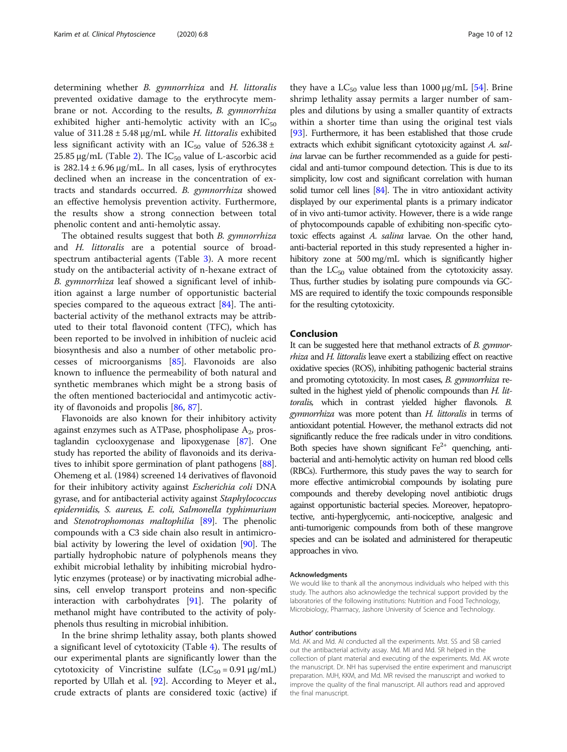determining whether *B. gymnorrhiza* and *H. littoralis* prevented oxidative damage to the erythrocyte membrane or not. According to the results, *B. gymnorrhiza* exhibited higher anti-hemolytic activity with an $IC_{50}$ value of 311.28 ± 5.48 μg/mL while *H. littoralis* exhibited less significant activity with an $IC_{50}$ value of 526.38 ± 25.85 μg/mL (Table 2). The $IC_{50}$ value of L-ascorbic acid is 282.14 ± 6.96 μg/mL. In all cases, lysis of erythrocytes declined when an increase in the concentration of extracts and standards occurred. *B. gymnorrhiza* showed an effective hemolysis prevention activity. Furthermore, the results show a strong connection between total phenolic content and anti-hemolytic assay.

The obtained results suggest that both *B. gymnorrhiza* and *H. littoralis* are a potential source of broad-spectrum antibacterial agents (Table 3). A more recent study on the antibacterial activity of n-hexane extract of *B. gymnorrhiza* leaf showed a significant level of inhibition against a large number of opportunistic bacterial species compared to the aqueous extract [84]. The antibacterial activity of the methanol extracts may be attributed to their total flavonoid content (TFC), which has been reported to be involved in inhibition of nucleic acid biosynthesis and also a number of other metabolic processes of microorganisms [85]. Flavonoids are also known to influence the permeability of both natural and synthetic membranes which might be a strong basis of the often mentioned bacteriocidal and antimycotic activity of flavonoids and propolis [86, 87].

Flavonoids are also known for their inhibitory activity against enzymes such as ATPase, phospholipase $A_2$, prostaglandin cyclooxygenase and lipoxygenase [87]. One study has reported the ability of flavonoids and its derivatives to inhibit spore germination of plant pathogens [88]. Ohemeng et al. (1984) screened 14 derivatives of flavonoid for their inhibitory activity against *Escherichia coli* DNA gyrase, and for antibacterial activity against *Staphylococcus epidermidis, S. aureus, E. coli, Salmonella typhimurium* and *Stenotrophomonas maltophilia* [89]. The phenolic compounds with a C3 side chain also result in antimicrobial activity by lowering the level of oxidation [90]. The partially hydrophobic nature of polyphenols means they exhibit microbial lethality by inhibiting microbial hydrolytic enzymes (protease) or by inactivating microbial adhesins, cell envelop transport proteins and non-specific interaction with carbohydrates [91]. The polarity of methanol might have contributed to the activity of polyphenols thus resulting in microbial inhibition.

In the brine shrimp lethality assay, both plants showed a significant level of cytotoxicity (Table 4). The results of our experimental plants are significantly lower than the cytotoxicity of Vincristine sulfate ($LC_{50}$ = 0.91 μg/mL) reported by Ullah et al. [92]. According to Meyer et al., crude extracts of plants are considered toxic (active) if they have a $LC_{50}$ value less than 1000 μg/mL [54]. Brine shrimp lethality assay permits a larger number of samples and dilutions by using a smaller quantity of extracts within a shorter time than using the original test vials [93]. Furthermore, it has been established that those crude extracts which exhibit significant cytotoxicity against *A. salina* larvae can be further recommended as a guide for pesticidal and anti-tumor compound detection. This is due to its simplicity, low cost and significant correlation with human solid tumor cell lines [84]. The in vitro antioxidant activity displayed by our experimental plants is a primary indicator of in vivo anti-tumor activity. However, there is a wide range of phytocompounds capable of exhibiting non-specific cytotoxic effects against *A. salina* larvae. On the other hand, anti-bacterial reported in this study represented a higher inhibitory zone at 500 mg/mL which is significantly higher than the $LC_{50}$ value obtained from the cytotoxicity assay. Thus, further studies by isolating pure compounds via GC-MS are required to identify the toxic compounds responsible for the resulting cytotoxicity.

## Conclusion

It can be suggested here that methanol extracts of *B. gymnorrhiza* and *H. littoralis* leave exert a stabilizing effect on reactive oxidative species (ROS), inhibiting pathogenic bacterial strains and promoting cytotoxicity. In most cases, *B. gymnorrhiza* resulted in the highest yield of phenolic compounds than *H. littoralis,* which in contrast yielded higher flavonols. *B. gymnorrhiza* was more potent than *H. littoralis* in terms of antioxidant potential. However, the methanol extracts did not significantly reduce the free radicals under in vitro conditions. Both species have shown significant $Fe^{2+}$ quenching, antibacterial and anti-hemolytic activity on human red blood cells (RBCs). Furthermore, this study paves the way to search for more effective antimicrobial compounds by isolating pure compounds and thereby developing novel antibiotic drugs against opportunistic bacterial species. Moreover, hepatoprotective, anti-hyperglycemic, anti-nociceptive, analgesic and anti-tumorigenic compounds from both of these mangrove species and can be isolated and administered for therapeutic approaches in vivo.

#### Acknowledgments

We would like to thank all the anonymous individuals who helped with this study. The authors also acknowledge the technical support provided by the laboratories of the following institutions: Nutrition and Food Technology, Microbiology, Pharmacy, Jashore University of Science and Technology.

#### Author' contributions

Md. AK and Md. AI conducted all the experiments. Mst. SS and SB carried out the antibacterial activity assay. Md. MI and Md. SR helped in the collection of plant material and executing of the experiments. Md. AK wrote the manuscript. Dr. NH has supervised the entire experiment and manuscript preparation. MJH, KKM, and Md. MR revised the manuscript and worked to improve the quality of the final manuscript. All authors read and approved the final manuscript.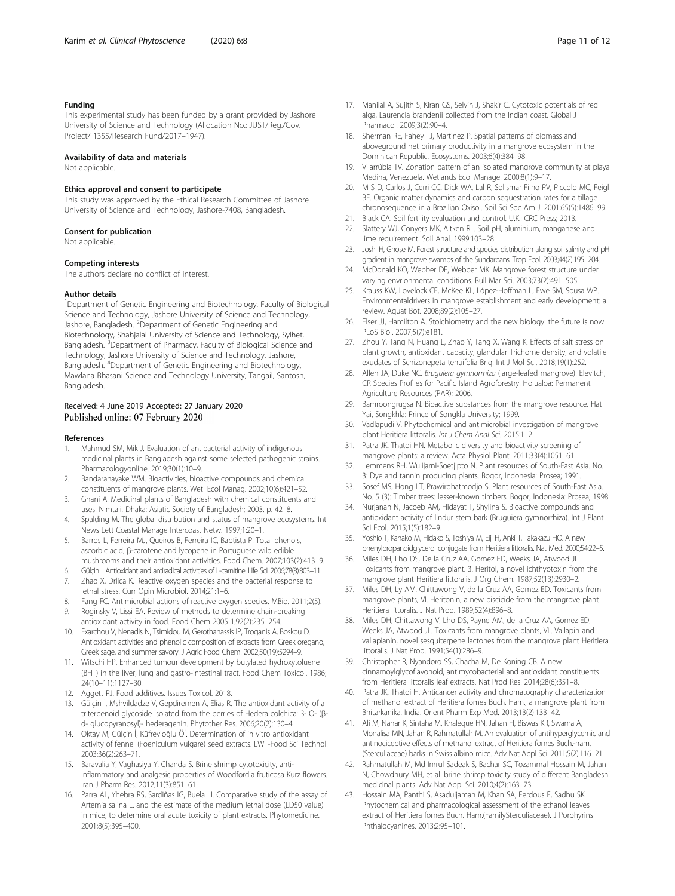### Funding

This experimental study has been funded by a grant provided by Jashore University of Science and Technology (Allocation No.: JUST/Reg./Gov. Project/ 1355/Research Fund/2017–1947).

### Availability of data and materials

Not applicable.

### Ethics approval and consent to participate

This study was approved by the Ethical Research Committee of Jashore University of Science and Technology, Jashore-7408, Bangladesh.

### Consent for publication

Not applicable.

### Competing interests

The authors declare no conflict of interest.

### Author details

[1]Department of Genetic Engineering and Biotechnology, Faculty of Biological Science and Technology, Jashore University of Science and Technology, Jashore, Bangladesh. [2]Department of Genetic Engineering and Biotechnology, Shahjalal University of Science and Technology, Sylhet, Bangladesh. [3]Department of Pharmacy, Faculty of Biological Science and Technology, Jashore University of Science and Technology, Jashore, Bangladesh. [4]Department of Genetic Engineering and Biotechnology, Mawlana Bhasani Science and Technology University, Tangail, Santosh, Bangladesh.

Received: 4 June 2019 Accepted: 27 January 2020
Published online: 07 February 2020

### References

1. Mahmud SM, Mik J. Evaluation of antibacterial activity of indigenous medicinal plants in Bangladesh against some selected pathogenic strains. Pharmacologyonline. 2019;30(1):10–9.
2. Bandaranayake WM. Bioactivities, bioactive compounds and chemical constituents of mangrove plants. Wetl Ecol Manag. 2002;10(6):421–52.
3. Ghani A. Medicinal plants of Bangladesh with chemical constituents and uses. Nimtali, Dhaka: Asiatic Society of Bangladesh; 2003. p. 42–8.
4. Spalding M. The global distribution and status of mangrove ecosystems. Int News Lett Coastal Manage Intercoast Netw. 1997;1:20–1.
5. Barros L, Ferreira MJ, Queiros B, Ferreira IC, Baptista P. Total phenols, ascorbic acid, β-carotene and lycopene in Portuguese wild edible mushrooms and their antioxidant activities. Food Chem. 2007;103(2):413–9.
6. Gülçin İ. Antioxidant and antiradical activities of L-carnitine. Life Sci. 2006;78(8):803–11.
7. Zhao X, Drlica K. Reactive oxygen species and the bacterial response to lethal stress. Curr Opin Microbiol. 2014;21:1–6.
8. Fang FC. Antimicrobial actions of reactive oxygen species. MBio. 2011;2(5).
9. Roginsky V, Lissi EA. Review of methods to determine chain-breaking antioxidant activity in food. Food Chem 2005 1;92(2):235–254.
10. Exarchou V, Nenadis N, Tsimidou M, Gerothanassis IP, Troganis A, Boskou D. Antioxidant activities and phenolic composition of extracts from Greek oregano, Greek sage, and summer savory. J Agric Food Chem. 2002;50(19):5294–9.
11. Witschi HP. Enhanced tumour development by butylated hydroxytoluene (BHT) in the liver, lung and gastro-intestinal tract. Food Chem Toxicol. 1986; 24(10–11):1127–30.
12. Aggett PJ. Food additives. Issues Toxicol. 2018.
13. Gülçin İ, Mshvildadze V, Gepdiremen A, Elias R. The antioxidant activity of a triterpenoid glycoside isolated from the berries of Hedera colchica: 3- O- (β-d- glucopyranosyl)- hederagenin. Phytother Res. 2006;20(2):130–4.
14. Oktay M, Gülçin İ, Küfrevioğlu Öİ. Determination of in vitro antioxidant activity of fennel (Foeniculum vulgare) seed extracts. LWT-Food Sci Technol. 2003;36(2):263–71.
15. Baravalia Y, Vaghasiya Y, Chanda S. Brine shrimp cytotoxicity, anti-inflammatory and analgesic properties of Woodfordia fruticosa Kurz flowers. Iran J Pharm Res. 2012;11(3):851–61.
16. Parra AL, Yhebra RS, Sardiñas IG, Buela LI. Comparative study of the assay of Artemia salina L. and the estimate of the medium lethal dose (LD50 value) in mice, to determine oral acute toxicity of plant extracts. Phytomedicine. 2001;8(5):395–400.
17. Manilal A, Sujith S, Kiran GS, Selvin J, Shakir C. Cytotoxic potentials of red alga, Laurencia brandenii collected from the Indian coast. Global J Pharmacol. 2009;3(2):90–4.
18. Sherman RE, Fahey TJ, Martinez P. Spatial patterns of biomass and aboveground net primary productivity in a mangrove ecosystem in the Dominican Republic. Ecosystems. 2003;6(4):384–98.
19. Vilarrúbia TV. Zonation pattern of an isolated mangrove community at playa Medina, Venezuela. Wetlands Ecol Manage. 2000;8(1):9–17.
20. M S D, Carlos J, Cerri CC, Dick WA, Lal R, Solismar Filho PV, Piccolo MC, Feigl BE. Organic matter dynamics and carbon sequestration rates for a tillage chronosequence in a Brazilian Oxisol. Soil Sci Soc Am J. 2001;65(5):1486–99.
21. Black CA. Soil fertility evaluation and control. U.K.: CRC Press; 2013.
22. Slattery WJ, Conyers MK, Aitken RL. Soil pH, aluminium, manganese and lime requirement. Soil Anal. 1999:103–28.
23. Joshi H, Ghose M. Forest structure and species distribution along soil salinity and pH gradient in mangrove swamps of the Sundarbans. Trop Ecol. 2003;44(2):195–204.
24. McDonald KO, Webber DF, Webber MK. Mangrove forest structure under varying envrionmental conditions. Bull Mar Sci. 2003;73(2):491–505.
25. Krauss KW, Lovelock CE, McKee KL, López-Hoffman L, Ewe SM, Sousa WP. Environmentaldrivers in mangrove establishment and early development: a review. Aquat Bot. 2008;89(2):105–27.
26. Elser JJ, Hamilton A. Stoichiometry and the new biology: the future is now. PLoS Biol. 2007;5(7):e181.
27. Zhou Y, Tang N, Huang L, Zhao Y, Tang X, Wang K. Effects of salt stress on plant growth, antioxidant capacity, glandular Trichome density, and volatile exudates of Schizonepeta tenuifolia Briq. Int J Mol Sci. 2018;19(1):252.
28. Allen JA, Duke NC. *Bruguiera gymnorrhiza* (large-leafed mangrove). Elevitch, CR Species Profiles for Pacific Island Agroforestry. Hōlualoa: Permanent Agriculture Resources (PAR); 2006.
29. Bamroongrugsa N. Bioactive substances from the mangrove resource. Hat Yai, Songkhla: Prince of Songkla University; 1999.
30. Vadlapudi V. Phytochemical and antimicrobial investigation of mangrove plant Heritiera littoralis. *Int J Chem Anal Sci.* 2015:1–2.
31. Patra JK, Thatoi HN. Metabolic diversity and bioactivity screening of mangrove plants: a review. Acta Physiol Plant. 2011;33(4):1051–61.
32. Lemmens RH, Wulijarni-Soetjipto N. Plant resources of South-East Asia. No. 3: Dye and tannin producing plants. Bogor, Indonesia: Prosea; 1991.
33. Sosef MS, Hong LT, Prawirohatmodjo S. Plant resources of South-East Asia. No. 5 (3): Timber trees: lesser-known timbers. Bogor, Indonesia: Prosea; 1998.
34. Nurjanah N, Jacoeb AM, Hidayat T, Shylina S. Bioactive compounds and antioxidant activity of lindur stem bark (Bruguiera gymnorrhiza). Int J Plant Sci Ecol. 2015;1(5):182–9.
35. Yoshio T, Kanako M, Hidako S, Toshiya M, Eiji H, Anki T, Takakazu HO. A new phenylpropanoidglycerol conjugate from Heritiera littoralis. Nat Med. 2000;54:22–5.
36. Miles DH, Lho DS, De la Cruz AA, Gomez ED, Weeks JA, Atwood JL. Toxicants from mangrove plant. 3. Heritol, a novel ichthyotoxin from the mangrove plant Heritiera littoralis. J Org Chem. 1987;52(13):2930–2.
37. Miles DH, Ly AM, Chittawong V, de la Cruz AA, Gomez ED. Toxicants from mangrove plants, VI. Heritonin, a new piscicide from the mangrove plant Heritiera littoralis. J Nat Prod. 1989;52(4):896–8.
38. Miles DH, Chittawong V, Lho DS, Payne AM, de la Cruz AA, Gomez ED, Weeks JA, Atwood JL. Toxicants from mangrove plants, VII. Vallapin and vallapianin, novel sesquiterpene lactones from the mangrove plant Heritiera littoralis. J Nat Prod. 1991;54(1):286–9.
39. Christopher R, Nyandoro SS, Chacha M, De Koning CB. A new cinnamoylglycoflavonoid, antimycobacterial and antioxidant constituents from Heritiera littoralis leaf extracts. Nat Prod Res. 2014;28(6):351–8.
40. Patra JK, Thatoi H. Anticancer activity and chromatography characterization of methanol extract of Heritiera fomes Buch. Ham., a mangrove plant from Bhitarkanika, India. Orient Pharm Exp Med. 2013;13(2):133–42.
41. Ali M, Nahar K, Sintaha M, Khaleque HN, Jahan FI, Biswas KR, Swarna A, Monalisa MN, Jahan R, Rahmatullah M. An evaluation of antihyperglycemic and antinociceptive effects of methanol extract of Heritiera fomes Buch.-ham. (Sterculiaceae) barks in Swiss albino mice. Adv Nat Appl Sci. 2011;5(2):116–21.
42. Rahmatullah M, Md Imrul Sadeak S, Bachar SC, Tozammal Hossain M, Jahan N, Chowdhury MH, et al. brine shrimp toxicity study of different Bangladeshi medicinal plants. Adv Nat Appl Sci. 2010;4(2):163–73.
43. Hossain MA, Panthi S, Asadujjaman M, Khan SA, Ferdous F, Sadhu SK. Phytochemical and pharmacological assessment of the ethanol leaves extract of Heritiera fomes Buch. Ham.(FamilySterculiaceae). J Porphyrins Phthalocyanines. 2013;2:95–101.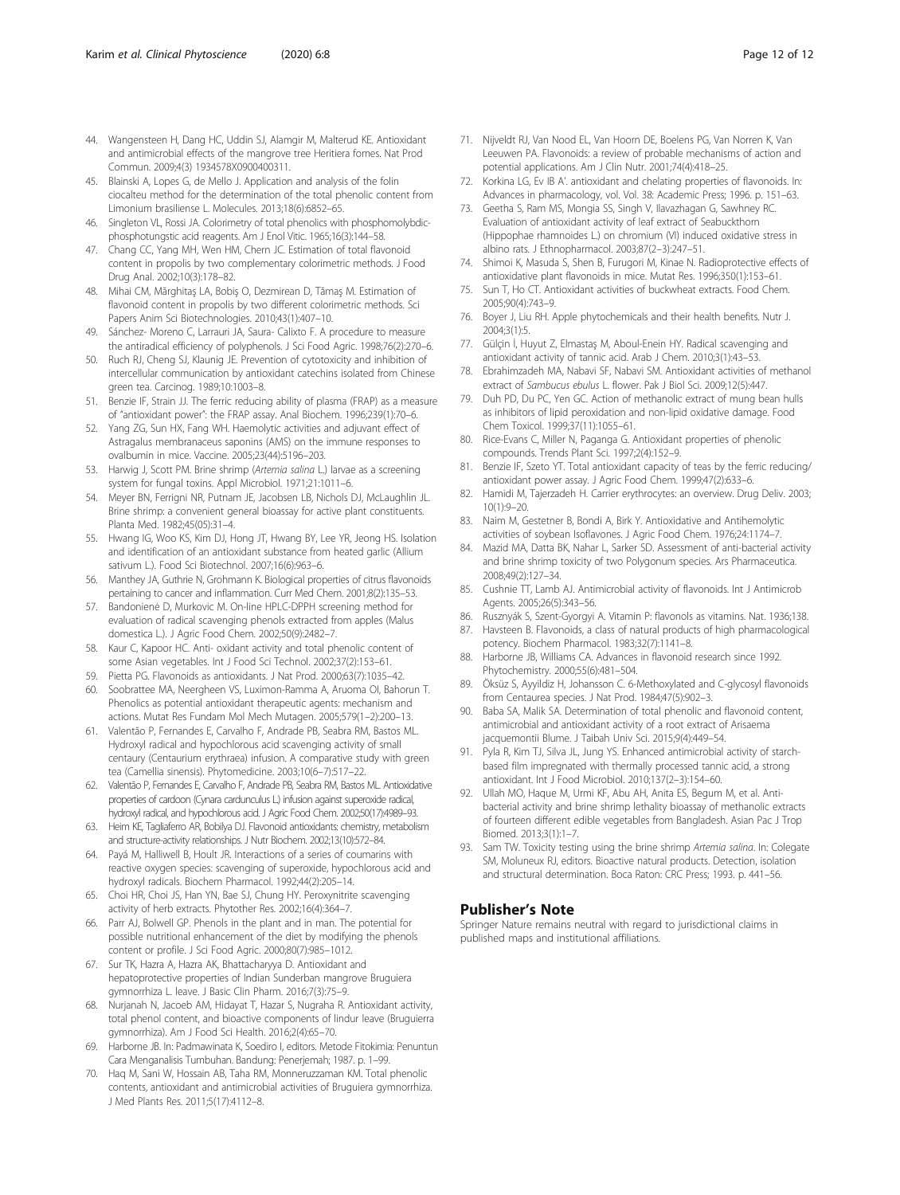44. Wangensteen H, Dang HC, Uddin SJ, Alamgir M, Malterud KE. Antioxidant and antimicrobial effects of the mangrove tree Heritiera fomes. Nat Prod Commun. 2009;4(3) 1934578X0900400311.
45. Blainski A, Lopes G, de Mello J. Application and analysis of the folin ciocalteu method for the determination of the total phenolic content from Limonium brasiliense L. Molecules. 2013;18(6):6852–65.
46. Singleton VL, Rossi JA. Colorimetry of total phenolics with phosphomolybdic-phosphotungstic acid reagents. Am J Enol Vitic. 1965;16(3):144–58.
47. Chang CC, Yang MH, Wen HM, Chern JC. Estimation of total flavonoid content in propolis by two complementary colorimetric methods. J Food Drug Anal. 2002;10(3):178–82.
48. Mihai CM, Mărghitaş LA, Bobiş O, Dezmirean D, Tămaş M. Estimation of flavonoid content in propolis by two different colorimetric methods. Sci Papers Anim Sci Biotechnologies. 2010;43(1):407–10.
49. Sánchez- Moreno C, Larrauri JA, Saura- Calixto F. A procedure to measure the antiradical efficiency of polyphenols. J Sci Food Agric. 1998;76(2):270–6.
50. Ruch RJ, Cheng SJ, Klaunig JE. Prevention of cytotoxicity and inhibition of intercellular communication by antioxidant catechins isolated from Chinese green tea. Carcinog. 1989;10:1003–8.
51. Benzie IF, Strain JJ. The ferric reducing ability of plasma (FRAP) as a measure of "antioxidant power": the FRAP assay. Anal Biochem. 1996;239(1):70–6.
52. Yang ZG, Sun HX, Fang WH. Haemolytic activities and adjuvant effect of Astragalus membranaceus saponins (AMS) on the immune responses to ovalbumin in mice. Vaccine. 2005;23(44):5196–203.
53. Harwig J, Scott PM. Brine shrimp (*Artemia salina* L.) larvae as a screening system for fungal toxins. Appl Microbiol. 1971;21:1011–6.
54. Meyer BN, Ferrigni NR, Putnam JE, Jacobsen LB, Nichols DJ, McLaughlin JL. Brine shrimp: a convenient general bioassay for active plant constituents. Planta Med. 1982;45(05):31–4.
55. Hwang IG, Woo KS, Kim DJ, Hong JT, Hwang BY, Lee YR, Jeong HS. Isolation and identification of an antioxidant substance from heated garlic (Allium sativum L.). Food Sci Biotechnol. 2007;16(6):963–6.
56. Manthey JA, Guthrie N, Grohmann K. Biological properties of citrus flavonoids pertaining to cancer and inflammation. Curr Med Chem. 2001;8(2):135–53.
57. Bandonienė D, Murkovic M. On-line HPLC-DPPH screening method for evaluation of radical scavenging phenols extracted from apples (Malus domestica L.). J Agric Food Chem. 2002;50(9):2482–7.
58. Kaur C, Kapoor HC. Anti- oxidant activity and total phenolic content of some Asian vegetables. Int J Food Sci Technol. 2002;37(2):153–61.
59. Pietta PG. Flavonoids as antioxidants. J Nat Prod. 2000;63(7):1035–42.
60. Soobrattee MA, Neergheen VS, Luximon-Ramma A, Aruoma OI, Bahorun T. Phenolics as potential antioxidant therapeutic agents: mechanism and actions. Mutat Res Fundam Mol Mech Mutagen. 2005;579(1–2):200–13.
61. Valentão P, Fernandes E, Carvalho F, Andrade PB, Seabra RM, Bastos ML. Hydroxyl radical and hypochlorous acid scavenging activity of small centaury (Centaurium erythraea) infusion. A comparative study with green tea (Camellia sinensis). Phytomedicine. 2003;10(6–7):517–22.
62. Valentão P, Fernandes E, Carvalho F, Andrade PB, Seabra RM, Bastos ML. Antioxidative properties of cardoon (Cynara cardunculus L.) infusion against superoxide radical, hydroxyl radical, and hypochlorous acid. J Agric Food Chem. 2002;50(17):4989–93.
63. Heim KE, Tagliaferro AR, Bobilya DJ. Flavonoid antioxidants: chemistry, metabolism and structure-activity relationships. J Nutr Biochem. 2002;13(10):572–84.
64. Payá M, Halliwell B, Hoult JR. Interactions of a series of coumarins with reactive oxygen species: scavenging of superoxide, hypochlorous acid and hydroxyl radicals. Biochem Pharmacol. 1992;44(2):205–14.
65. Choi HR, Choi JS, Han YN, Bae SJ, Chung HY. Peroxynitrite scavenging activity of herb extracts. Phytother Res. 2002;16(4):364–7.
66. Parr AJ, Bolwell GP. Phenols in the plant and in man. The potential for possible nutritional enhancement of the diet by modifying the phenols content or profile. J Sci Food Agric. 2000;80(7):985–1012.
67. Sur TK, Hazra A, Hazra AK, Bhattacharyya D. Antioxidant and hepatoprotective properties of Indian Sunderban mangrove Bruguiera gymnorrhiza L. leave. J Basic Clin Pharm. 2016;7(3):75–9.
68. Nurjanah N, Jacoeb AM, Hidayat T, Hazar S, Nugraha R. Antioxidant activity, total phenol content, and bioactive components of lindur leave (Bruguierra gymnorrhiza). Am J Food Sci Health. 2016;2(4):65–70.
69. Harborne JB. In: Padmawinata K, Soediro I, editors. Metode Fitokimia: Penuntun Cara Menganalisis Tumbuhan. Bandung: Penerjemah; 1987. p. 1–99.
70. Haq M, Sani W, Hossain AB, Taha RM, Monneruzzaman KM. Total phenolic contents, antioxidant and antimicrobial activities of Bruguiera gymnorrhiza. J Med Plants Res. 2011;5(17):4112–8.
71. Nijveldt RJ, Van Nood EL, Van Hoorn DE, Boelens PG, Van Norren K, Van Leeuwen PA. Flavonoids: a review of probable mechanisms of action and potential applications. Am J Clin Nutr. 2001;74(4):418–25.
72. Korkina LG, Ev IB A'. antioxidant and chelating properties of flavonoids. In: Advances in pharmacology, vol. Vol. 38: Academic Press; 1996. p. 151–63.
73. Geetha S, Ram MS, Mongia SS, Singh V, Ilavazhagan G, Sawhney RC. Evaluation of antioxidant activity of leaf extract of Seabuckthorn (Hippophae rhamnoides L.) on chromium (VI) induced oxidative stress in albino rats. J Ethnopharmacol. 2003;87(2–3):247–51.
74. Shimoi K, Masuda S, Shen B, Furugori M, Kinae N. Radioprotective effects of antioxidative plant flavonoids in mice. Mutat Res. 1996;350(1):153–61.
75. Sun T, Ho CT. Antioxidant activities of buckwheat extracts. Food Chem. 2005;90(4):743–9.
76. Boyer J, Liu RH. Apple phytochemicals and their health benefits. Nutr J. 2004;3(1):5.
77. Gülçin İ, Huyut Z, Elmastaş M, Aboul-Enein HY. Radical scavenging and antioxidant activity of tannic acid. Arab J Chem. 2010;3(1):43–53.
78. Ebrahimzadeh MA, Nabavi SF, Nabavi SM. Antioxidant activities of methanol extract of *Sambucus ebulus* L. flower. Pak J Biol Sci. 2009;12(5):447.
79. Duh PD, Du PC, Yen GC. Action of methanolic extract of mung bean hulls as inhibitors of lipid peroxidation and non-lipid oxidative damage. Food Chem Toxicol. 1999;37(11):1055–61.
80. Rice-Evans C, Miller N, Paganga G. Antioxidant properties of phenolic compounds. Trends Plant Sci. 1997;2(4):152–9.
81. Benzie IF, Szeto YT. Total antioxidant capacity of teas by the ferric reducing/antioxidant power assay. J Agric Food Chem. 1999;47(2):633–6.
82. Hamidi M, Tajerzadeh H. Carrier erythrocytes: an overview. Drug Deliv. 2003;10(1):9–20.
83. Naim M, Gestetner B, Bondi A, Birk Y. Antioxidative and Antihemolytic activities of soybean Isoflavones. J Agric Food Chem. 1976;24:1174–7.
84. Mazid MA, Datta BK, Nahar L, Sarker SD. Assessment of anti-bacterial activity and brine shrimp toxicity of two Polygonum species. Ars Pharmaceutica. 2008;49(2):127–34.
85. Cushnie TT, Lamb AJ. Antimicrobial activity of flavonoids. Int J Antimicrob Agents. 2005;26(5):343–56.
86. Rusznyák S, Szent-Gyorgyi A. Vitamin P: flavonols as vitamins. Nat. 1936;138.
87. Havsteen B. Flavonoids, a class of natural products of high pharmacological potency. Biochem Pharmacol. 1983;32(7):1141–8.
88. Harborne JB, Williams CA. Advances in flavonoid research since 1992. Phytochemistry. 2000;55(6):481–504.
89. Öksüz S, Ayyildiz H, Johansson C. 6-Methoxylated and C-glycosyl flavonoids from Centaurea species. J Nat Prod. 1984;47(5):902–3.
90. Baba SA, Malik SA. Determination of total phenolic and flavonoid content, antimicrobial and antioxidant activity of a root extract of Arisaema jacquemontii Blume. J Taibah Univ Sci. 2015;9(4):449–54.
91. Pyla R, Kim TJ, Silva JL, Jung YS. Enhanced antimicrobial activity of starch-based film impregnated with thermally processed tannic acid, a strong antioxidant. Int J Food Microbiol. 2010;137(2–3):154–60.
92. Ullah MO, Haque M, Urmi KF, Abu AH, Anita ES, Begum M, et al. Anti-bacterial activity and brine shrimp lethality bioassay of methanolic extracts of fourteen different edible vegetables from Bangladesh. Asian Pac J Trop Biomed. 2013;3(1):1–7.
93. Sam TW. Toxicity testing using the brine shrimp *Artemia salina*. In: Colegate SM, Moluneux RJ, editors. Bioactive natural products. Detection, isolation and structural determination. Boca Raton: CRC Press; 1993. p. 441–56.

## Publisher's Note

Springer Nature remains neutral with regard to jurisdictional claims in published maps and institutional affiliations.